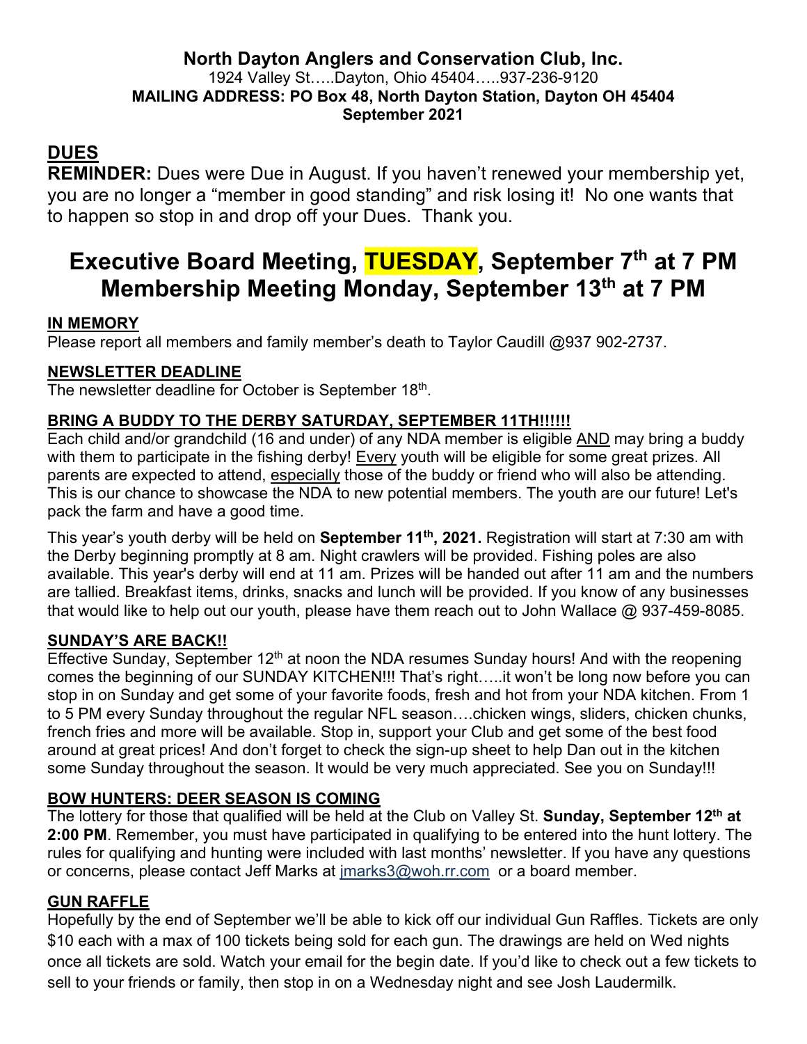**North Dayton Anglers and Conservation Club, Inc.**
1924 Valley St…..Dayton, Ohio 45404…..937-236-9120
**MAILING ADDRESS: PO Box 48, North Dayton Station, Dayton OH 45404**
**September 2021**

## DUES

**REMINDER:** Dues were Due in August. If you haven't renewed your membership yet, you are no longer a "member in good standing" and risk losing it! No one wants that to happen so stop in and drop off your Dues. Thank you.

# Executive Board Meeting, TUESDAY, September 7th at 7 PM
# Membership Meeting Monday, September 13th at 7 PM

### IN MEMORY

Please report all members and family member's death to Taylor Caudill @937 902-2737.

### NEWSLETTER DEADLINE

The newsletter deadline for October is September 18th.

### BRING A BUDDY TO THE DERBY SATURDAY, SEPTEMBER 11TH!!!!!!

Each child and/or grandchild (16 and under) of any NDA member is eligible AND may bring a buddy with them to participate in the fishing derby! Every youth will be eligible for some great prizes. All parents are expected to attend, especially those of the buddy or friend who will also be attending. This is our chance to showcase the NDA to new potential members. The youth are our future! Let's pack the farm and have a good time.

This year's youth derby will be held on **September 11th, 2021.** Registration will start at 7:30 am with the Derby beginning promptly at 8 am. Night crawlers will be provided. Fishing poles are also available. This year's derby will end at 11 am. Prizes will be handed out after 11 am and the numbers are tallied. Breakfast items, drinks, snacks and lunch will be provided. If you know of any businesses that would like to help out our youth, please have them reach out to John Wallace @ 937-459-8085.

### SUNDAY'S ARE BACK!!

Effective Sunday, September 12th at noon the NDA resumes Sunday hours! And with the reopening comes the beginning of our SUNDAY KITCHEN!!! That's right…..it won't be long now before you can stop in on Sunday and get some of your favorite foods, fresh and hot from your NDA kitchen. From 1 to 5 PM every Sunday throughout the regular NFL season….chicken wings, sliders, chicken chunks, french fries and more will be available. Stop in, support your Club and get some of the best food around at great prices! And don't forget to check the sign-up sheet to help Dan out in the kitchen some Sunday throughout the season. It would be very much appreciated. See you on Sunday!!!

### BOW HUNTERS: DEER SEASON IS COMING

The lottery for those that qualified will be held at the Club on Valley St. **Sunday, September 12th at 2:00 PM**. Remember, you must have participated in qualifying to be entered into the hunt lottery. The rules for qualifying and hunting were included with last months' newsletter. If you have any questions or concerns, please contact Jeff Marks at jmarks3@woh.rr.com or a board member.

### GUN RAFFLE

Hopefully by the end of September we'll be able to kick off our individual Gun Raffles. Tickets are only $10 each with a max of 100 tickets being sold for each gun. The drawings are held on Wed nights once all tickets are sold. Watch your email for the begin date. If you'd like to check out a few tickets to sell to your friends or family, then stop in on a Wednesday night and see Josh Laudermilk.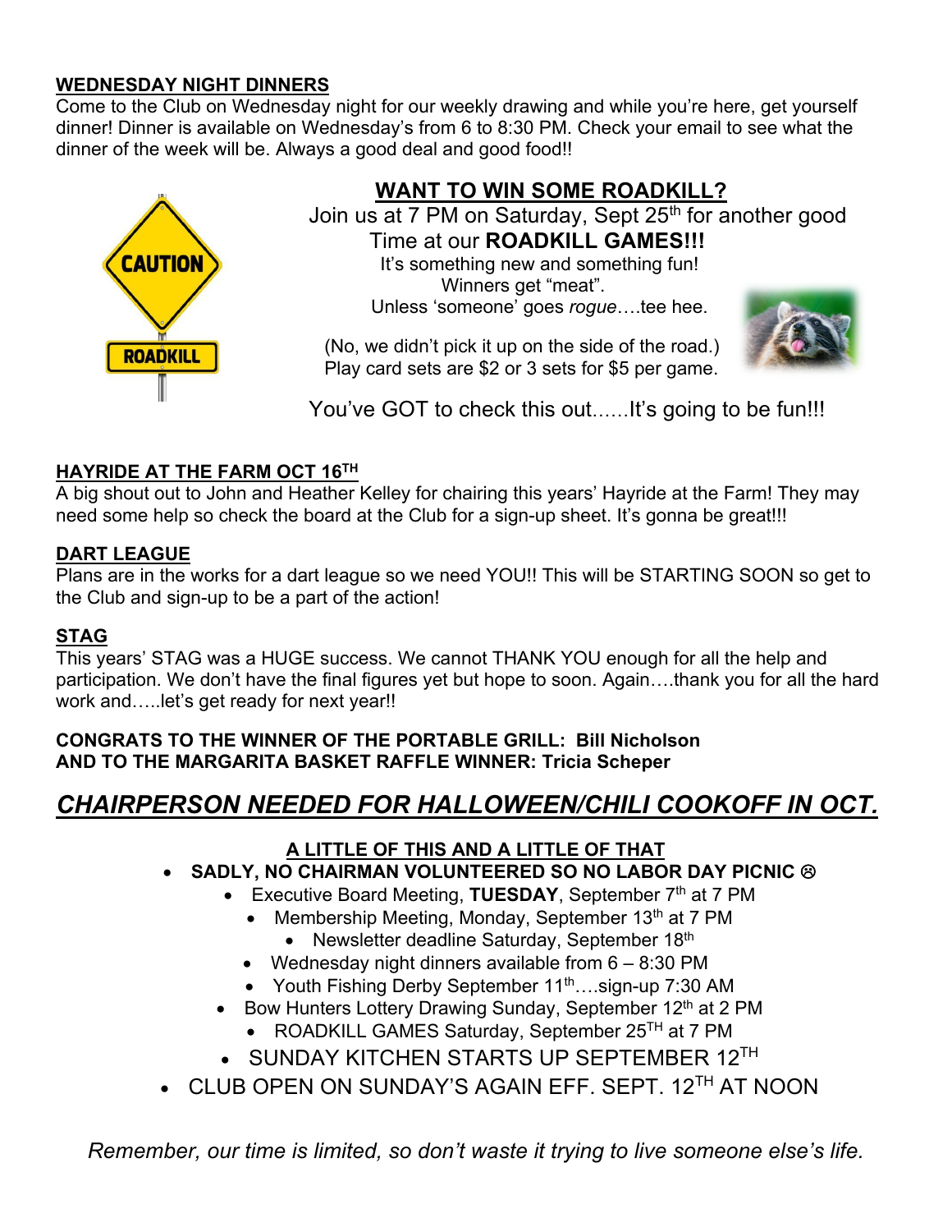**WEDNESDAY NIGHT DINNERS**

Come to the Club on Wednesday night for our weekly drawing and while you're here, get yourself dinner! Dinner is available on Wednesday's from 6 to 8:30 PM. Check your email to see what the dinner of the week will be. Always a good deal and good food!!

CAUTION

ROADKILL

## WANT TO WIN SOME ROADKILL?

Join us at 7 PM on Saturday, Sept 25th for another good Time at our **ROADKILL GAMES!!!**

It's something new and something fun!

Winners get "meat".

Unless 'someone' goes *rogue*….tee hee.

(No, we didn't pick it up on the side of the road.)

Play card sets are $2 or 3 sets for $5 per game.

You've GOT to check this out……It's going to be fun!!!

**HAYRIDE AT THE FARM OCT 16TH**

A big shout out to John and Heather Kelley for chairing this years' Hayride at the Farm! They may need some help so check the board at the Club for a sign-up sheet. It's gonna be great!!!

**DART LEAGUE**

Plans are in the works for a dart league so we need YOU!! This will be STARTING SOON so get to the Club and sign-up to be a part of the action!

**STAG**

This years' STAG was a HUGE success. We cannot THANK YOU enough for all the help and participation. We don't have the final figures yet but hope to soon. Again….thank you for all the hard work and…..let's get ready for next year!!

**CONGRATS TO THE WINNER OF THE PORTABLE GRILL: Bill Nicholson**
**AND TO THE MARGARITA BASKET RAFFLE WINNER: Tricia Scheper**

## *CHAIRPERSON NEEDED FOR HALLOWEEN/CHILI COOKOFF IN OCT.*

**A LITTLE OF THIS AND A LITTLE OF THAT**

- **SADLY, NO CHAIRMAN VOLUNTEERED SO NO LABOR DAY PICNIC ☹**
- Executive Board Meeting, **TUESDAY**, September 7th at 7 PM
- Membership Meeting, Monday, September 13th at 7 PM
- Newsletter deadline Saturday, September 18th
- Wednesday night dinners available from 6 – 8:30 PM
- Youth Fishing Derby September 11th….sign-up 7:30 AM
- Bow Hunters Lottery Drawing Sunday, September 12th at 2 PM
- ROADKILL GAMES Saturday, September 25TH at 7 PM
- SUNDAY KITCHEN STARTS UP SEPTEMBER 12TH
- CLUB OPEN ON SUNDAY'S AGAIN EFF. SEPT. 12TH AT NOON

*Remember, our time is limited, so don't waste it trying to live someone else's life.*